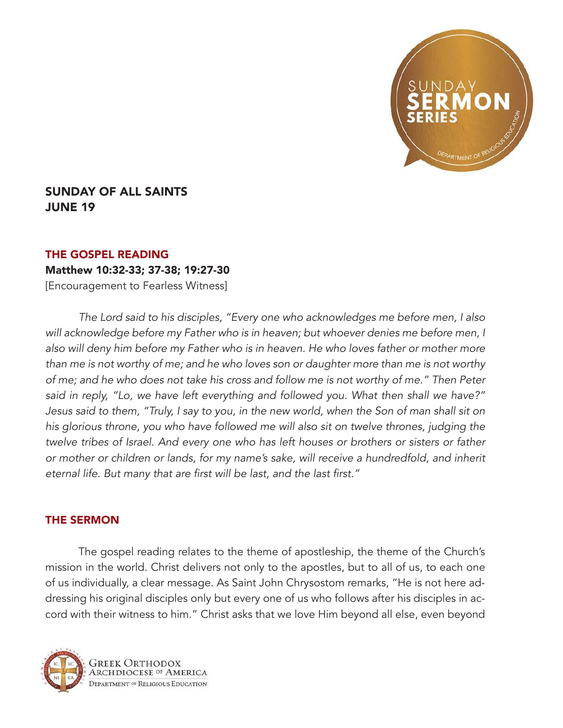# SUNDAY OF ALL SAINTS
# JUNE 19

## THE GOSPEL READING

**Matthew 10:32-33; 37-38; 19:27-30**

[Encouragement to Fearless Witness]

*The Lord said to his disciples, "Every one who acknowledges me before men, I also will acknowledge before my Father who is in heaven; but whoever denies me before men, I also will deny him before my Father who is in heaven. He who loves father or mother more than me is not worthy of me; and he who loves son or daughter more than me is not worthy of me; and he who does not take his cross and follow me is not worthy of me." Then Peter said in reply, "Lo, we have left everything and followed you. What then shall we have?" Jesus said to them, "Truly, I say to you, in the new world, when the Son of man shall sit on his glorious throne, you who have followed me will also sit on twelve thrones, judging the twelve tribes of Israel. And every one who has left houses or brothers or sisters or father or mother or children or lands, for my name's sake, will receive a hundredfold, and inherit eternal life. But many that are first will be last, and the last first."*

## THE SERMON

The gospel reading relates to the theme of apostleship, the theme of the Church's mission in the world. Christ delivers not only to the apostles, but to all of us, to each one of us individually, a clear message. As Saint John Chrysostom remarks, "He is not here addressing his original disciples only but every one of us who follows after his disciples in accord with their witness to him." Christ asks that we love Him beyond all else, even beyond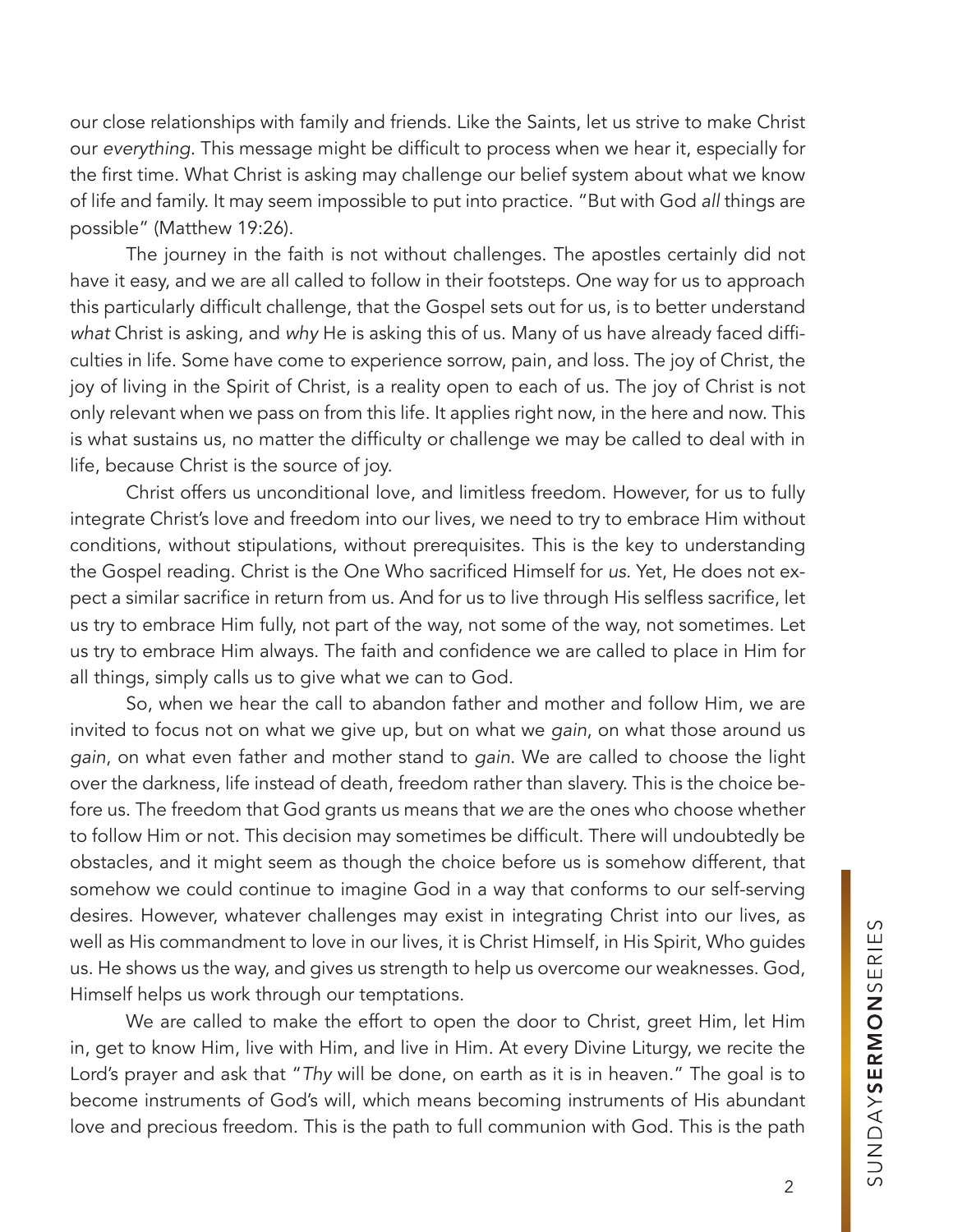our close relationships with family and friends. Like the Saints, let us strive to make Christ our *everything*. This message might be difficult to process when we hear it, especially for the first time. What Christ is asking may challenge our belief system about what we know of life and family. It may seem impossible to put into practice. "But with God *all* things are possible" (Matthew 19:26).

The journey in the faith is not without challenges. The apostles certainly did not have it easy, and we are all called to follow in their footsteps. One way for us to approach this particularly difficult challenge, that the Gospel sets out for us, is to better understand *what* Christ is asking, and *why* He is asking this of us. Many of us have already faced difficulties in life. Some have come to experience sorrow, pain, and loss. The joy of Christ, the joy of living in the Spirit of Christ, is a reality open to each of us. The joy of Christ is not only relevant when we pass on from this life. It applies right now, in the here and now. This is what sustains us, no matter the difficulty or challenge we may be called to deal with in life, because Christ is the source of joy.

Christ offers us unconditional love, and limitless freedom. However, for us to fully integrate Christ's love and freedom into our lives, we need to try to embrace Him without conditions, without stipulations, without prerequisites. This is the key to understanding the Gospel reading. Christ is the One Who sacrificed Himself for *us*. Yet, He does not expect a similar sacrifice in return from us. And for us to live through His selfless sacrifice, let us try to embrace Him fully, not part of the way, not some of the way, not sometimes. Let us try to embrace Him always. The faith and confidence we are called to place in Him for all things, simply calls us to give what we can to God.

So, when we hear the call to abandon father and mother and follow Him, we are invited to focus not on what we give up, but on what we *gain*, on what those around us *gain*, on what even father and mother stand to *gain*. We are called to choose the light over the darkness, life instead of death, freedom rather than slavery. This is the choice before us. The freedom that God grants us means that *we* are the ones who choose whether to follow Him or not. This decision may sometimes be difficult. There will undoubtedly be obstacles, and it might seem as though the choice before us is somehow different, that somehow we could continue to imagine God in a way that conforms to our self-serving desires. However, whatever challenges may exist in integrating Christ into our lives, as well as His commandment to love in our lives, it is Christ Himself, in His Spirit, Who guides us. He shows us the way, and gives us strength to help us overcome our weaknesses. God, Himself helps us work through our temptations.

We are called to make the effort to open the door to Christ, greet Him, let Him in, get to know Him, live with Him, and live in Him. At every Divine Liturgy, we recite the Lord's prayer and ask that "*Thy* will be done, on earth as it is in heaven." The goal is to become instruments of God's will, which means becoming instruments of His abundant love and precious freedom. This is the path to full communion with God. This is the path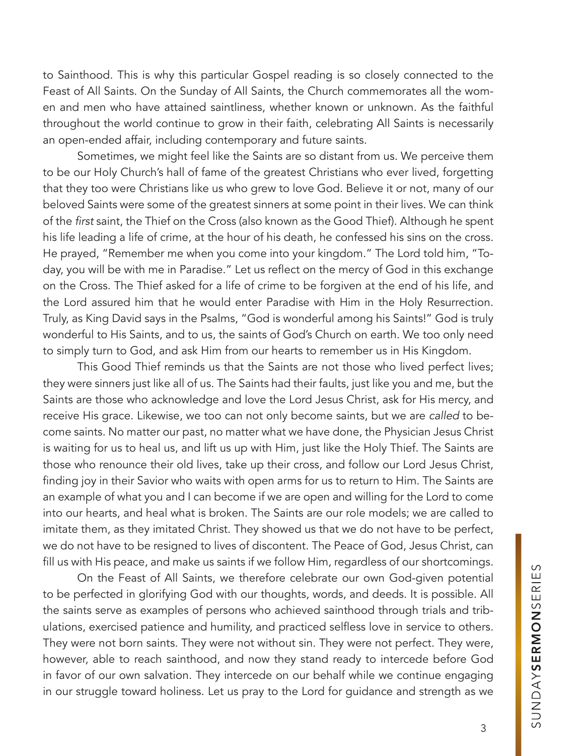to Sainthood. This is why this particular Gospel reading is so closely connected to the Feast of All Saints. On the Sunday of All Saints, the Church commemorates all the women and men who have attained saintliness, whether known or unknown. As the faithful throughout the world continue to grow in their faith, celebrating All Saints is necessarily an open-ended affair, including contemporary and future saints.

Sometimes, we might feel like the Saints are so distant from us. We perceive them to be our Holy Church's hall of fame of the greatest Christians who ever lived, forgetting that they too were Christians like us who grew to love God. Believe it or not, many of our beloved Saints were some of the greatest sinners at some point in their lives. We can think of the *first* saint, the Thief on the Cross (also known as the Good Thief). Although he spent his life leading a life of crime, at the hour of his death, he confessed his sins on the cross. He prayed, "Remember me when you come into your kingdom." The Lord told him, "Today, you will be with me in Paradise." Let us reflect on the mercy of God in this exchange on the Cross. The Thief asked for a life of crime to be forgiven at the end of his life, and the Lord assured him that he would enter Paradise with Him in the Holy Resurrection. Truly, as King David says in the Psalms, "God is wonderful among his Saints!" God is truly wonderful to His Saints, and to us, the saints of God's Church on earth. We too only need to simply turn to God, and ask Him from our hearts to remember us in His Kingdom.

This Good Thief reminds us that the Saints are not those who lived perfect lives; they were sinners just like all of us. The Saints had their faults, just like you and me, but the Saints are those who acknowledge and love the Lord Jesus Christ, ask for His mercy, and receive His grace. Likewise, we too can not only become saints, but we are *called* to become saints. No matter our past, no matter what we have done, the Physician Jesus Christ is waiting for us to heal us, and lift us up with Him, just like the Holy Thief. The Saints are those who renounce their old lives, take up their cross, and follow our Lord Jesus Christ, finding joy in their Savior who waits with open arms for us to return to Him. The Saints are an example of what you and I can become if we are open and willing for the Lord to come into our hearts, and heal what is broken. The Saints are our role models; we are called to imitate them, as they imitated Christ. They showed us that we do not have to be perfect, we do not have to be resigned to lives of discontent. The Peace of God, Jesus Christ, can fill us with His peace, and make us saints if we follow Him, regardless of our shortcomings.

On the Feast of All Saints, we therefore celebrate our own God-given potential to be perfected in glorifying God with our thoughts, words, and deeds. It is possible. All the saints serve as examples of persons who achieved sainthood through trials and tribulations, exercised patience and humility, and practiced selfless love in service to others. They were not born saints. They were not without sin. They were not perfect. They were, however, able to reach sainthood, and now they stand ready to intercede before God in favor of our own salvation. They intercede on our behalf while we continue engaging in our struggle toward holiness. Let us pray to the Lord for guidance and strength as we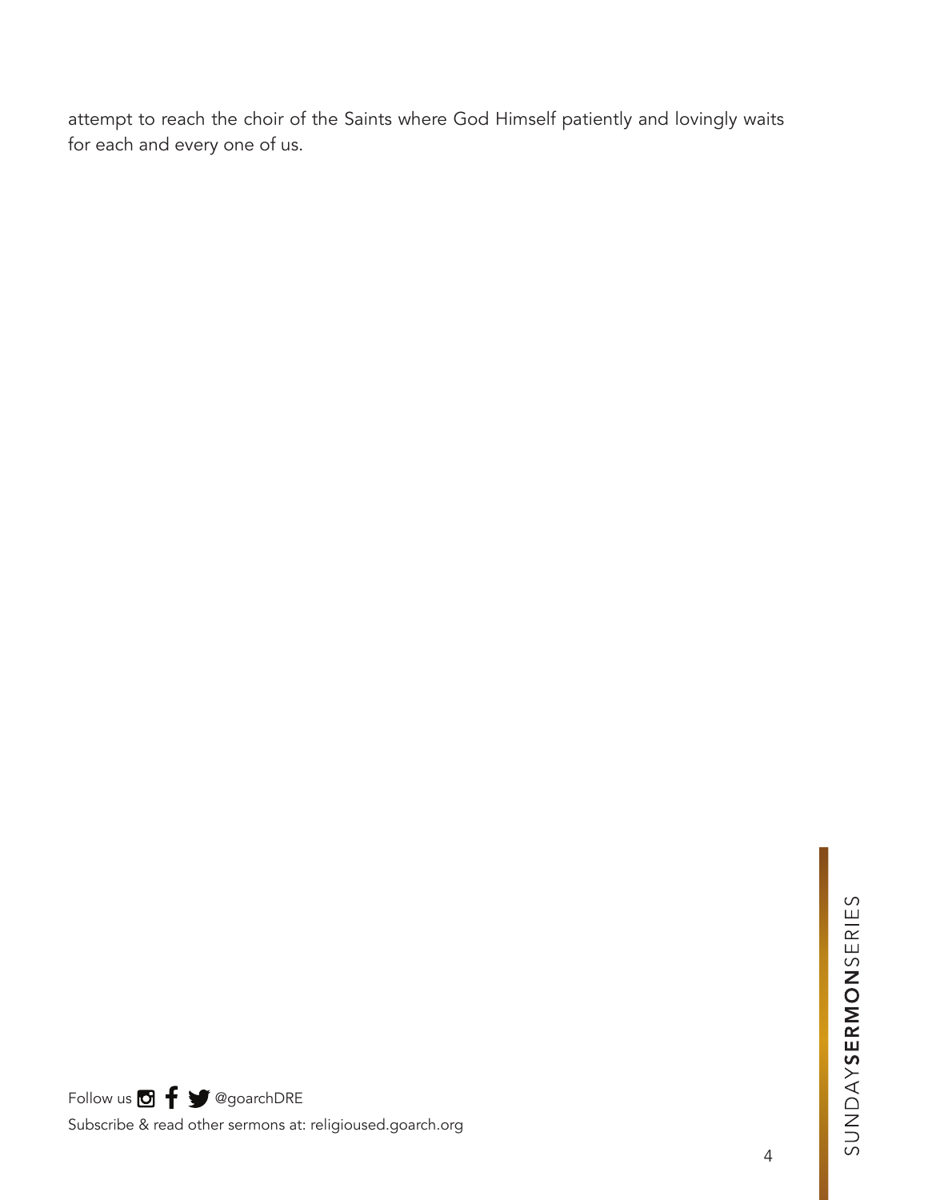attempt to reach the choir of the Saints where God Himself patiently and lovingly waits for each and every one of us.

Follow us @goarchDRE

Subscribe & read other sermons at: religioused.goarch.org